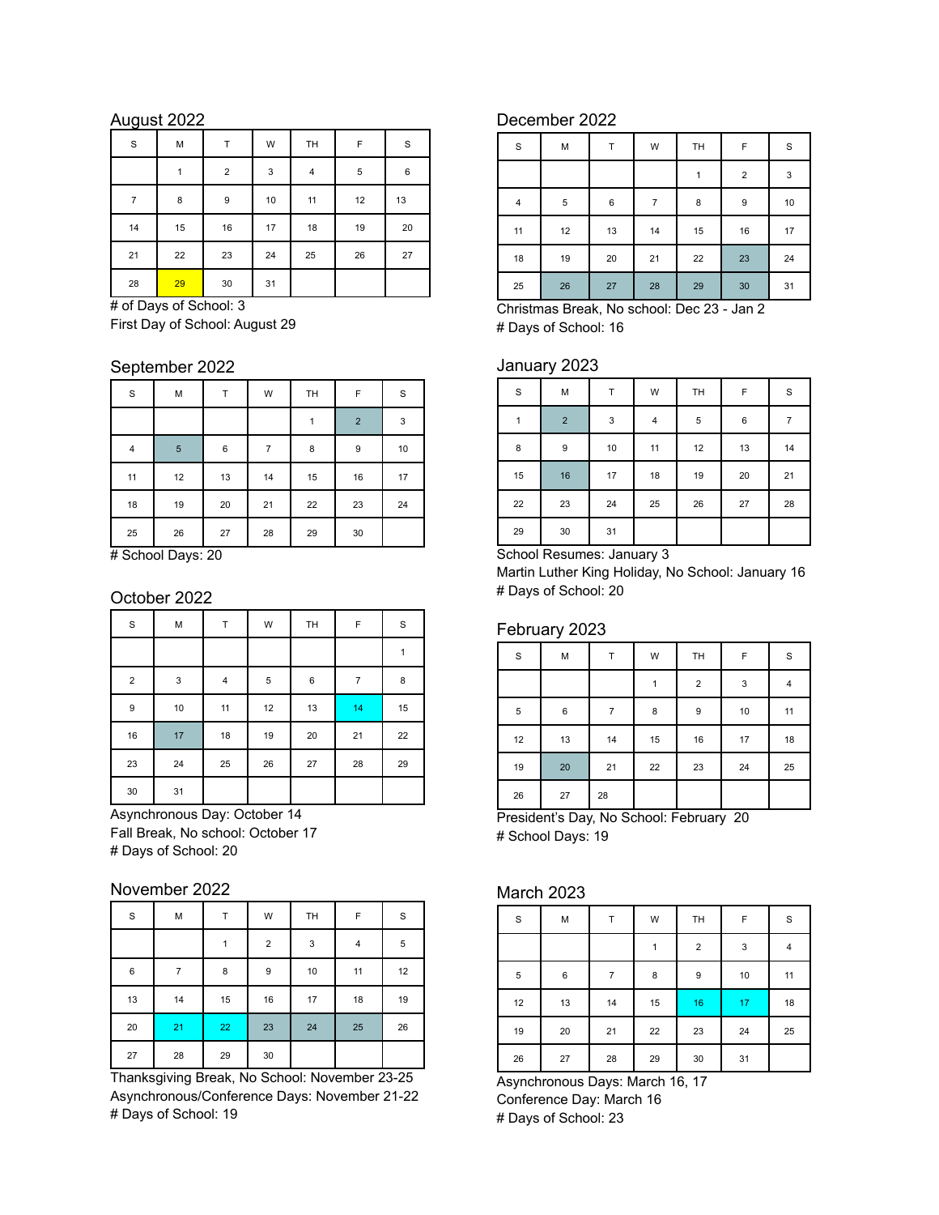## August 2022

| S | M | T | W | TH | F | S |
|---|---|---|---|---|---|---|
| | 1 | 2 | 3 | 4 | 5 | 6 |
| 7 | 8 | 9 | 10 | 11 | 12 | 13 |
| 14 | 15 | 16 | 17 | 18 | 19 | 20 |
| 21 | 22 | 23 | 24 | 25 | 26 | 27 |
| 28 | 29 | 30 | 31 | | | |

# of Days of School: 3
First Day of School: August 29

## September 2022

| S | M | T | W | TH | F | S |
|---|---|---|---|---|---|---|
| | | | | 1 | 2 | 3 |
| 4 | 5 | 6 | 7 | 8 | 9 | 10 |
| 11 | 12 | 13 | 14 | 15 | 16 | 17 |
| 18 | 19 | 20 | 21 | 22 | 23 | 24 |
| 25 | 26 | 27 | 28 | 29 | 30 | |

# School Days: 20

## October 2022

| S | M | T | W | TH | F | S |
|---|---|---|---|---|---|---|
| | | | | | | 1 |
| 2 | 3 | 4 | 5 | 6 | 7 | 8 |
| 9 | 10 | 11 | 12 | 13 | 14 | 15 |
| 16 | 17 | 18 | 19 | 20 | 21 | 22 |
| 23 | 24 | 25 | 26 | 27 | 28 | 29 |
| 30 | 31 | | | | | |

Asynchronous Day: October 14
Fall Break, No school: October 17
# Days of School: 20

## November 2022

| S | M | T | W | TH | F | S |
|---|---|---|---|---|---|---|
| | | 1 | 2 | 3 | 4 | 5 |
| 6 | 7 | 8 | 9 | 10 | 11 | 12 |
| 13 | 14 | 15 | 16 | 17 | 18 | 19 |
| 20 | 21 | 22 | 23 | 24 | 25 | 26 |
| 27 | 28 | 29 | 30 | | | |

Thanksgiving Break, No School: November 23-25
Asynchronous/Conference Days: November 21-22
# Days of School: 19

## December 2022

| S | M | T | W | TH | F | S |
|---|---|---|---|---|---|---|
| | | | | 1 | 2 | 3 |
| 4 | 5 | 6 | 7 | 8 | 9 | 10 |
| 11 | 12 | 13 | 14 | 15 | 16 | 17 |
| 18 | 19 | 20 | 21 | 22 | 23 | 24 |
| 25 | 26 | 27 | 28 | 29 | 30 | 31 |

Christmas Break, No school: Dec 23 - Jan 2
# Days of School: 16

## January 2023

| S | M | T | W | TH | F | S |
|---|---|---|---|---|---|---|
| 1 | 2 | 3 | 4 | 5 | 6 | 7 |
| 8 | 9 | 10 | 11 | 12 | 13 | 14 |
| 15 | 16 | 17 | 18 | 19 | 20 | 21 |
| 22 | 23 | 24 | 25 | 26 | 27 | 28 |
| 29 | 30 | 31 | | | | |

School Resumes: January 3
Martin Luther King Holiday, No School: January 16
# Days of School: 20

## February 2023

| S | M | T | W | TH | F | S |
|---|---|---|---|---|---|---|
| | | | 1 | 2 | 3 | 4 |
| 5 | 6 | 7 | 8 | 9 | 10 | 11 |
| 12 | 13 | 14 | 15 | 16 | 17 | 18 |
| 19 | 20 | 21 | 22 | 23 | 24 | 25 |
| 26 | 27 | 28 | | | | |

President's Day, No School: February 20
# School Days: 19

## March 2023

| S | M | T | W | TH | F | S |
|---|---|---|---|---|---|---|
| | | | 1 | 2 | 3 | 4 |
| 5 | 6 | 7 | 8 | 9 | 10 | 11 |
| 12 | 13 | 14 | 15 | 16 | 17 | 18 |
| 19 | 20 | 21 | 22 | 23 | 24 | 25 |
| 26 | 27 | 28 | 29 | 30 | 31 | |

Asynchronous Days: March 16, 17
Conference Day: March 16
# Days of School: 23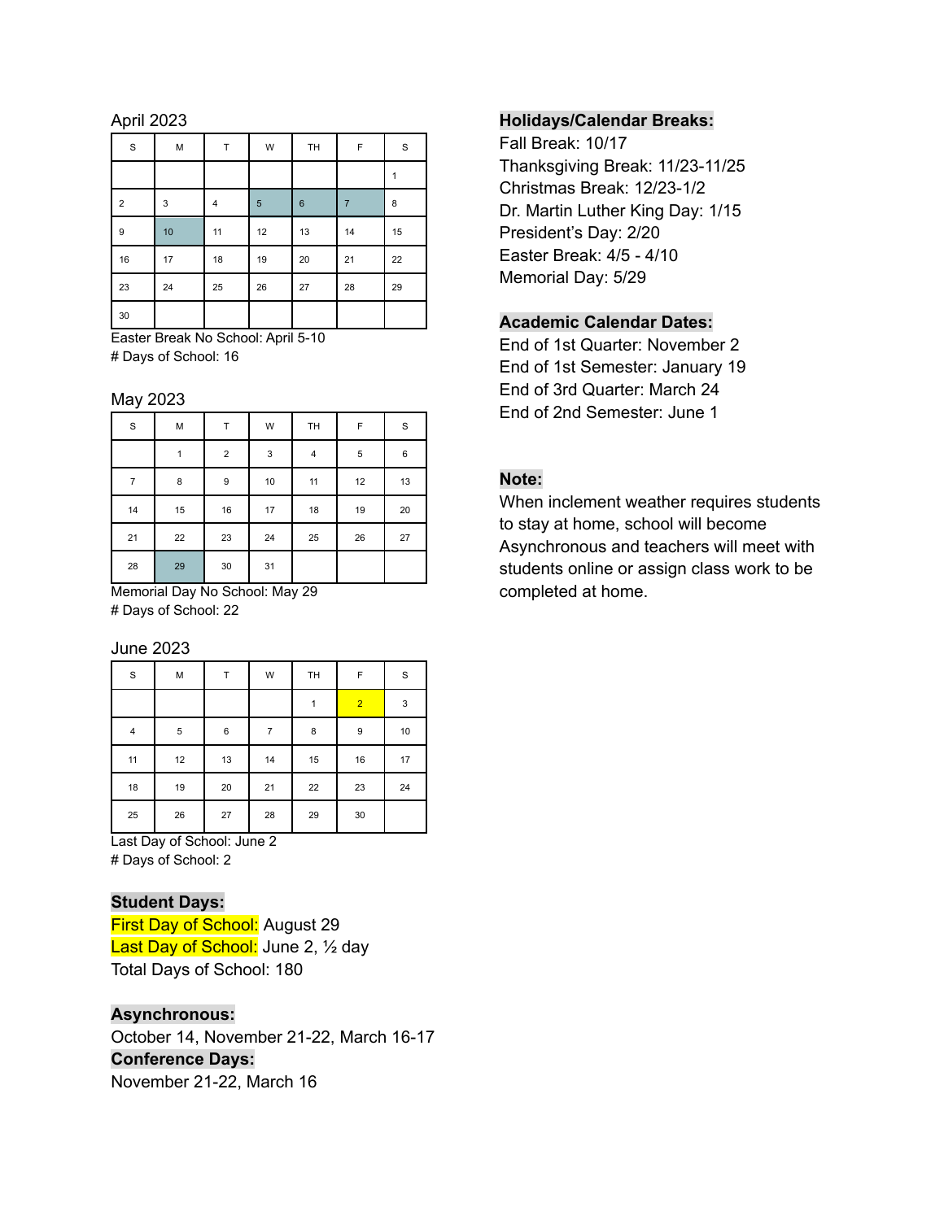April 2023

| S | M | T | W | TH | F | S |
|---|---|---|---|---|---|---|
| | | | | | | 1 |
| 2 | 3 | 4 | 5 | 6 | 7 | 8 |
| 9 | 10 | 11 | 12 | 13 | 14 | 15 |
| 16 | 17 | 18 | 19 | 20 | 21 | 22 |
| 23 | 24 | 25 | 26 | 27 | 28 | 29 |
| 30 | | | | | | |

Easter Break No School: April 5-10
# Days of School: 16

May 2023

| S | M | T | W | TH | F | S |
|---|---|---|---|---|---|---|
| | 1 | 2 | 3 | 4 | 5 | 6 |
| 7 | 8 | 9 | 10 | 11 | 12 | 13 |
| 14 | 15 | 16 | 17 | 18 | 19 | 20 |
| 21 | 22 | 23 | 24 | 25 | 26 | 27 |
| 28 | 29 | 30 | 31 | | | |

Memorial Day No School: May 29
# Days of School: 22

June 2023

| S | M | T | W | TH | F | S |
|---|---|---|---|---|---|---|
| | | | | 1 | 2 | 3 |
| 4 | 5 | 6 | 7 | 8 | 9 | 10 |
| 11 | 12 | 13 | 14 | 15 | 16 | 17 |
| 18 | 19 | 20 | 21 | 22 | 23 | 24 |
| 25 | 26 | 27 | 28 | 29 | 30 | |

Last Day of School: June 2
# Days of School: 2

**Student Days:**
First Day of School: August 29
Last Day of School: June 2, ½ day
Total Days of School: 180

**Asynchronous:**
October 14, November 21-22, March 16-17

**Conference Days:**
November 21-22, March 16

**Holidays/Calendar Breaks:**
Fall Break: 10/17
Thanksgiving Break: 11/23-11/25
Christmas Break: 12/23-1/2
Dr. Martin Luther King Day: 1/15
President's Day: 2/20
Easter Break: 4/5 - 4/10
Memorial Day: 5/29

**Academic Calendar Dates:**
End of 1st Quarter: November 2
End of 1st Semester: January 19
End of 3rd Quarter: March 24
End of 2nd Semester: June 1

**Note:**
When inclement weather requires students to stay at home, school will become Asynchronous and teachers will meet with students online or assign class work to be completed at home.